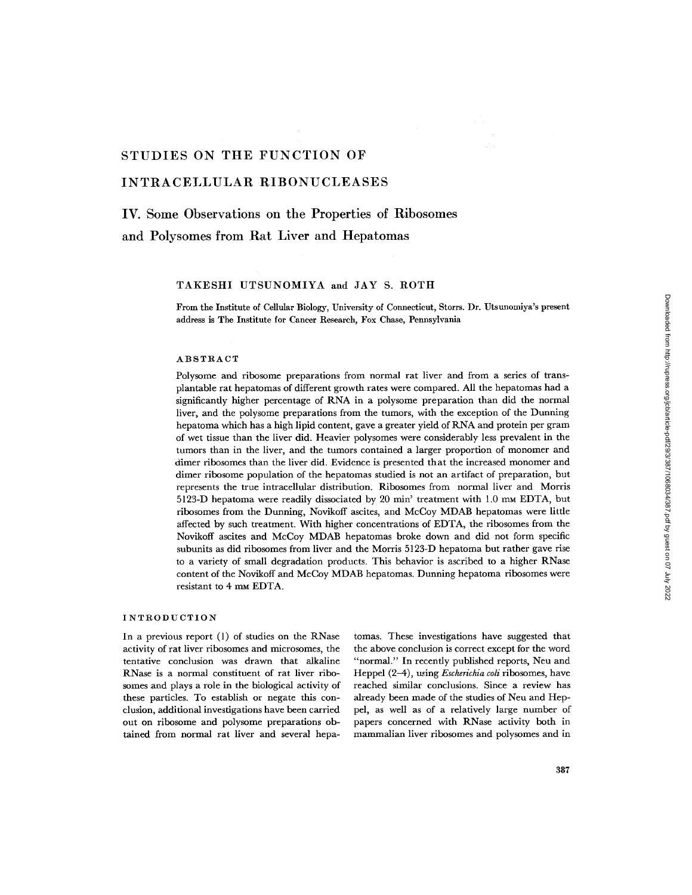# STUDIES ON THE FUNCTION OF INTRACELLULAR RIBONUCLEASES

## IV. Some Observations on the Properties of Ribosomes and Polysomes from Rat Liver and Hepatomas

TAKESHI UTSUNOMIYA and JAY S. ROTH

From the Institute of Cellular Biology, University of Connecticut, Storrs. Dr. Utsunomiya's present address is The Institute for Cancer Research, Fox Chase, Pennsylvania

### ABSTRACT

Polysome and ribosome preparations from normal rat liver and from a series of transplantable rat hepatomas of different growth rates were compared. All the hepatomas had a significantly higher percentage of RNA in a polysome preparation than did the normal liver, and the polysome preparations from the tumors, with the exception of the Dunning hepatoma which has a high lipid content, gave a greater yield of RNA and protein per gram of wet tissue than the liver did. Heavier polysomes were considerably less prevalent in the tumors than in the liver, and the tumors contained a larger proportion of monomer and dimer ribosomes than the liver did. Evidence is presented that the increased monomer and dimer ribosome population of the hepatomas studied is not an artifact of preparation, but represents the true intracellular distribution. Ribosomes from normal liver and Morris 5123-D hepatoma were readily dissociated by 20 min' treatment with 1.0 mM EDTA, but ribosomes from the Dunning, Novikoff ascites, and McCoy MDAB hepatomas were little affected by such treatment. With higher concentrations of EDTA, the ribosomes from the Novikoff ascites and McCoy MDAB hepatomas broke down and did not form specific subunits as did ribosomes from liver and the Morris 5123-D hepatoma but rather gave rise to a variety of small degradation products. This behavior is ascribed to a higher RNase content of the Novikoff and McCoy MDAB hepatomas. Dunning hepatoma ribosomes were resistant to 4 mM EDTA.

### INTRODUCTION

In a previous report (1) of studies on the RNase activity of rat liver ribosomes and microsomes, the tentative conclusion was drawn that alkaline RNase is a normal constituent of rat liver ribosomes and plays a role in the biological activity of these particles. To establish or negate this conclusion, additional investigations have been carried out on ribosome and polysome preparations obtained from normal rat liver and several hepatomas. These investigations have suggested that the above conclusion is correct except for the word "normal." In recently published reports, Neu and Heppel (2–4), using *Escherichia coli* ribosomes, have reached similar conclusions. Since a review has already been made of the studies of Neu and Heppel, as well as of a relatively large number of papers concerned with RNase activity both in mammalian liver ribosomes and polysomes and in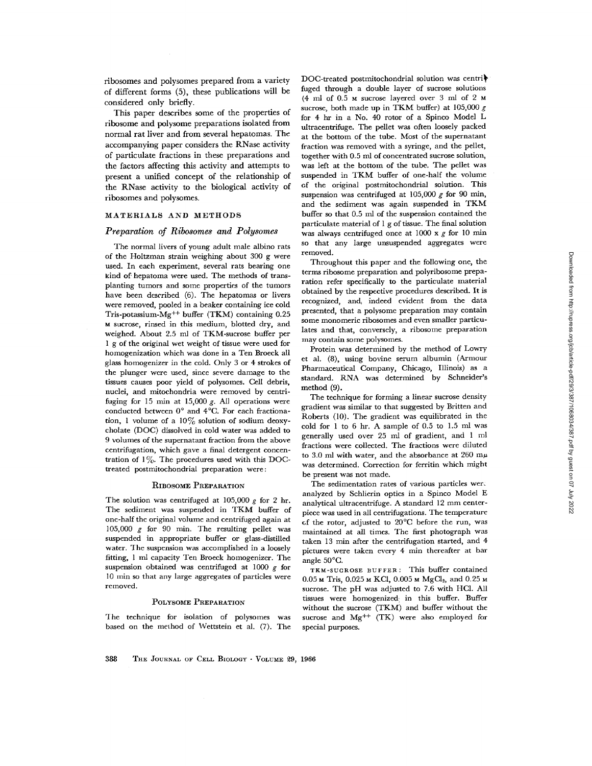ribosomes and polysomes prepared from a variety of different forms (5), these publications will be considered only briefly.

This paper describes some of the properties of ribosome and polysome preparations isolated from normal rat liver and from several hepatomas. The accompanying paper considers the RNase activity of particulate fractions in these preparations and the factors affecting this activity and attempts to present a unified concept of the relationship of the RNase activity to the biological activity of ribosomes and polysomes.

## MATERIALS AND METHODS

### *Preparation of Ribosomes and Polysomes*

The normal livers of young adult male albino rats of the Holtzman strain weighing about 300 g were used. In each experiment, several rats bearing one kind of hepatoma were used. The methods of transplanting tumors and some properties of the tumors have been described (6). The hepatomas or livers were removed, pooled in a beaker containing ice cold Tris-potassium-$Mg^{++}$ buffer (TKM) containing 0.25 M sucrose, rinsed in this medium, blotted dry, and weighed. About 2.5 ml of TKM-sucrose buffer per 1 g of the original wet weight of tissue were used for homogenization which was done in a Ten Broeck all glass homogenizer in the cold. Only 3 or 4 strokes of the plunger were used, since severe damage to the tissues causes poor yield of polysomes. Cell debris, nuclei, and mitochondria were removed by centrifuging for 15 min at 15,000 *g*. All operations were conducted between 0° and 4°C. For each fractionation, 1 volume of a 10% solution of sodium deoxycholate (DOC) dissolved in cold water was added to 9 volumes of the supernatant fraction from the above centrifugation, which gave a final detergent concentration of 1%. The procedures used with this DOC-treated postmitochondrial preparation were:

#### Ribosome Preparation

The solution was centrifuged at 105,000 *g* for 2 hr. The sediment was suspended in TKM buffer of one-half the original volume and centrifuged again at 105,000 *g* for 90 min. The resulting pellet was suspended in appropriate buffer or glass-distilled water. The suspension was accomplished in a loosely fitting, 1 ml capacity Ten Broeck homogenizer. The suspension obtained was centrifuged at 1000 *g* for 10 min so that any large aggregates of particles were removed.

#### Polysome Preparation

The technique for isolation of polysomes was based on the method of Wettstein et al. (7). The DOC-treated postmitochondrial solution was centrifuged through a double layer of sucrose solutions (4 ml of 0.5 M sucrose layered over 3 ml of 2 M sucrose, both made up in TKM buffer) at 105,000 *g* for 4 hr in a No. 40 rotor of a Spinco Model L ultracentrifuge. The pellet was often loosely packed at the bottom of the tube. Most of the supernatant fraction was removed with a syringe, and the pellet, together with 0.5 ml of concentrated sucrose solution, was left at the bottom of the tube. The pellet was suspended in TKM buffer of one-half the volume of the original postmitochondrial solution. This suspension was centrifuged at 105,000 *g* for 90 min, and the sediment was again suspended in TKM buffer so that 0.5 ml of the suspension contained the particulate material of 1 g of tissue. The final solution was always centrifuged once at 1000 x *g* for 10 min so that any large unsuspended aggregates were removed.

Throughout this paper and the following one, the terms ribosome preparation and polyribosome preparation refer specifically to the particulate material obtained by the respective procedures described. It is recognized, and, indeed evident from the data presented, that a polysome preparation may contain some monomeric ribosomes and even smaller particulates and that, conversely, a ribosome preparation may contain some polysomes.

Protein was determined by the method of Lowry et al. (8), using bovine serum albumin (Armour Pharmaceutical Company, Chicago, Illinois) as a standard. RNA was determined by Schneider's method (9).

The technique for forming a linear sucrose density gradient was similar to that suggested by Britten and Roberts (10). The gradient was equilibrated in the cold for 1 to 6 hr. A sample of 0.5 to 1.5 ml was generally used over 25 ml of gradient, and 1 ml fractions were collected. The fractions were diluted to 3.0 ml with water, and the absorbance at 260 mμ was determined. Correction for ferritin which might be present was not made.

The sedimentation rates of various particles were analyzed by Schlieren optics in a Spinco Model E analytical ultracentrifuge. A standard 12 mm centerpiece was used in all centrifugations. The temperature of the rotor, adjusted to 20°C before the run, was maintained at all times. The first photograph was taken 13 min after the centrifugation started, and 4 pictures were taken every 4 min thereafter at bar angle 50°C.

TKM-SUCROSE BUFFER: This buffer contained 0.05 M Tris, 0.025 M KCl, 0.005 M $MgCl_2$, and 0.25 M sucrose. The pH was adjusted to 7.6 with HCl. All tissues were homogenized in this buffer. Buffer without the sucrose (TKM) and buffer without the sucrose and $Mg^{++}$ (TK) were also employed for special purposes.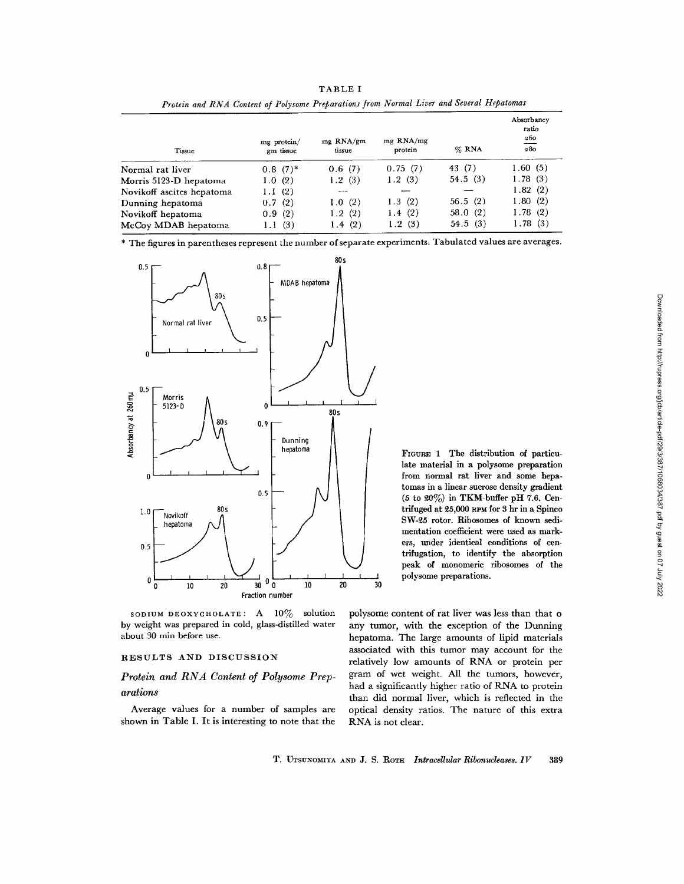TABLE I

*Protein and RNA Content of Polysome Preparations from Normal Liver and Several Hepatomas*

| Tissue | mg protein/gm tissue | mg RNA/gm tissue | mg RNA/mg protein | % RNA | Absorbancy ratio $\frac{260}{280}$ |
|---|---|---|---|---|---|
| Normal rat liver | 0.8 (7)* | 0.6 (7) | 0.75 (7) | 43 (7) | 1.60 (5) |
| Morris 5123-D hepatoma | 1.0 (2) | 1.2 (3) | 1.2 (3) | 54.5 (3) | 1.78 (3) |
| Novikoff ascites hepatoma | 1.1 (2) | — | — | — | 1.82 (2) |
| Dunning hepatoma | 0.7 (2) | 1.0 (2) | 1.3 (2) | 56.5 (2) | 1.80 (2) |
| Novikoff hepatoma | 0.9 (2) | 1.2 (2) | 1.4 (2) | 58.0 (2) | 1.78 (2) |
| McCoy MDAB hepatoma | 1.1 (3) | 1.4 (2) | 1.2 (3) | 54.5 (3) | 1.78 (3) |

\* The figures in parentheses represent the number of separate experiments. Tabulated values are averages.

Normal rat liver
80s
Morris 5123-D
80s
Novikoff hepatoma
80s
MDAB hepatoma
80s
Dunning hepatoma
80s
Absorbancy at 260mμ
Fraction number
0
10
20
30
0.5
0.8
0.9
1.0

FIGURE 1 The distribution of particulate material in a polysome preparation from normal rat liver and some hepatomas in a linear sucrose density gradient (5 to 20%) in TKM-buffer pH 7.6. Centrifuged at 25,000 RPM for 3 hr in a Spinco SW-25 rotor. Ribosomes of known sedimentation coefficient were used as markers, under identical conditions of centrifugation, to identify the absorption peak of monomeric ribosomes of the polysome preparations.

SODIUM DEOXYCHOLATE: A 10% solution by weight was prepared in cold, glass-distilled water about 30 min before use.

## RESULTS AND DISCUSSION

### *Protein and RNA Content of Polysome Preparations*

Average values for a number of samples are shown in Table I. It is interesting to note that the polysome content of rat liver was less than that o any tumor, with the exception of the Dunning hepatoma. The large amounts of lipid materials associated with this tumor may account for the relatively low amounts of RNA or protein per gram of wet weight. All the tumors, however, had a significantly higher ratio of RNA to protein than did normal liver, which is reflected in the optical density ratios. The nature of this extra RNA is not clear.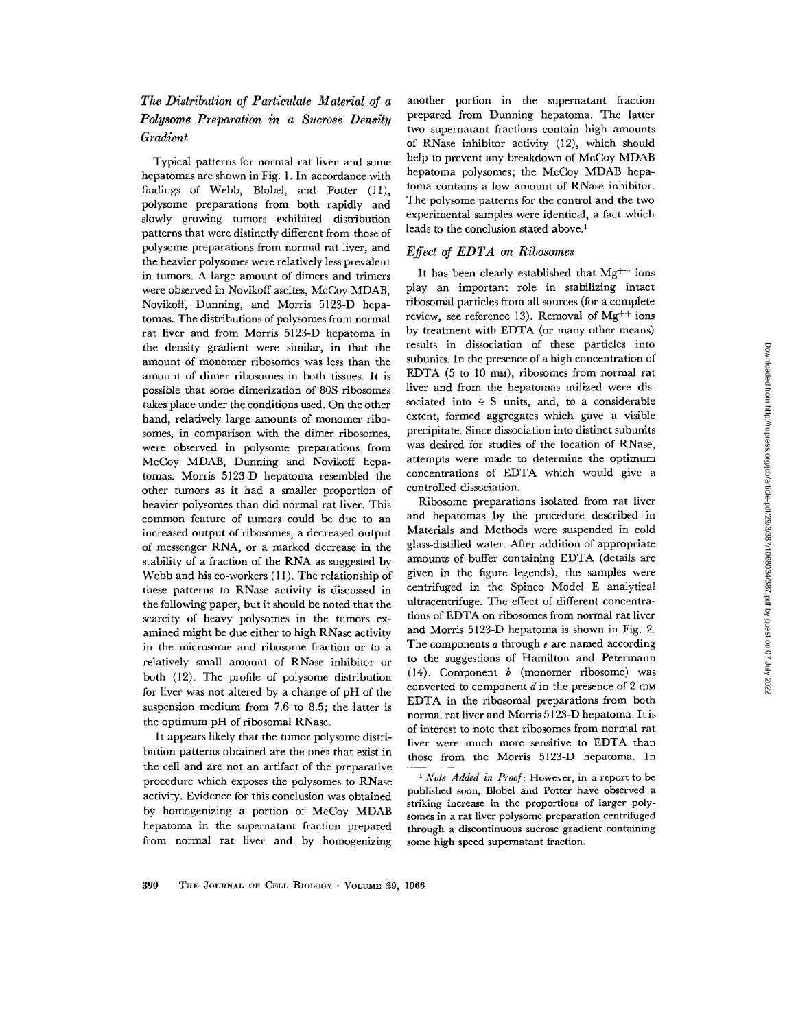### *The Distribution of Particulate Material of a Polysome Preparation in a Sucrose Density Gradient*

Typical patterns for normal rat liver and some hepatomas are shown in Fig. 1. In accordance with findings of Webb, Blobel, and Potter (11), polysome preparations from both rapidly and slowly growing tumors exhibited distribution patterns that were distinctly different from those of polysome preparations from normal rat liver, and the heavier polysomes were relatively less prevalent in tumors. A large amount of dimers and trimers were observed in Novikoff ascites, McCoy MDAB, Novikoff, Dunning, and Morris 5123-D hepatomas. The distributions of polysomes from normal rat liver and from Morris 5123-D hepatoma in the density gradient were similar, in that the amount of monomer ribosomes was less than the amount of dimer ribosomes in both tissues. It is possible that some dimerization of 80S ribosomes takes place under the conditions used. On the other hand, relatively large amounts of monomer ribosomes, in comparison with the dimer ribosomes, were observed in polysome preparations from McCoy MDAB, Dunning and Novikoff hepatomas. Morris 5123-D hepatoma resembled the other tumors as it had a smaller proportion of heavier polysomes than did normal rat liver. This common feature of tumors could be due to an increased output of ribosomes, a decreased output of messenger RNA, or a marked decrease in the stability of a fraction of the RNA as suggested by Webb and his co-workers (11). The relationship of these patterns to RNase activity is discussed in the following paper, but it should be noted that the scarcity of heavy polysomes in the tumors examined might be due either to high RNase activity in the microsome and ribosome fraction or to a relatively small amount of RNase inhibitor or both (12). The profile of polysome distribution for liver was not altered by a change of pH of the suspension medium from 7.6 to 8.5; the latter is the optimum pH of ribosomal RNase.

It appears likely that the tumor polysome distribution patterns obtained are the ones that exist in the cell and are not an artifact of the preparative procedure which exposes the polysomes to RNase activity. Evidence for this conclusion was obtained by homogenizing a portion of McCoy MDAB hepatoma in the supernatant fraction prepared from normal rat liver and by homogenizing another portion in the supernatant fraction prepared from Dunning hepatoma. The latter two supernatant fractions contain high amounts of RNase inhibitor activity (12), which should help to prevent any breakdown of McCoy MDAB hepatoma polysomes; the McCoy MDAB hepatoma contains a low amount of RNase inhibitor. The polysome patterns for the control and the two experimental samples were identical, a fact which leads to the conclusion stated above.[1]

### *Effect of EDTA on Ribosomes*

It has been clearly established that $Mg^{++}$ ions play an important role in stabilizing intact ribosomal particles from all sources (for a complete review, see reference 13). Removal of $Mg^{++}$ ions by treatment with EDTA (or many other means) results in dissociation of these particles into subunits. In the presence of a high concentration of EDTA (5 to 10 mM), ribosomes from normal rat liver and from the hepatomas utilized were dissociated into 4 S units, and, to a considerable extent, formed aggregates which gave a visible precipitate. Since dissociation into distinct subunits was desired for studies of the location of RNase, attempts were made to determine the optimum concentrations of EDTA which would give a controlled dissociation.

Ribosome preparations isolated from rat liver and hepatomas by the procedure described in Materials and Methods were suspended in cold glass-distilled water. After addition of appropriate amounts of buffer containing EDTA (details are given in the figure legends), the samples were centrifuged in the Spinco Model E analytical ultracentrifuge. The effect of different concentrations of EDTA on ribosomes from normal rat liver and Morris 5123-D hepatoma is shown in Fig. 2. The components *a* through *e* are named according to the suggestions of Hamilton and Petermann (14). Component *b* (monomer ribosome) was converted to component *d* in the presence of 2 mM EDTA in the ribosomal preparations from both normal rat liver and Morris 5123-D hepatoma. It is of interest to note that ribosomes from normal rat liver were much more sensitive to EDTA than those from the Morris 5123-D hepatoma. In

[1] *Note Added in Proof*: However, in a report to be published soon, Blobel and Potter have observed a striking increase in the proportions of larger polysomes in a rat liver polysome preparation centrifuged through a discontinuous sucrose gradient containing some high speed supernatant fraction.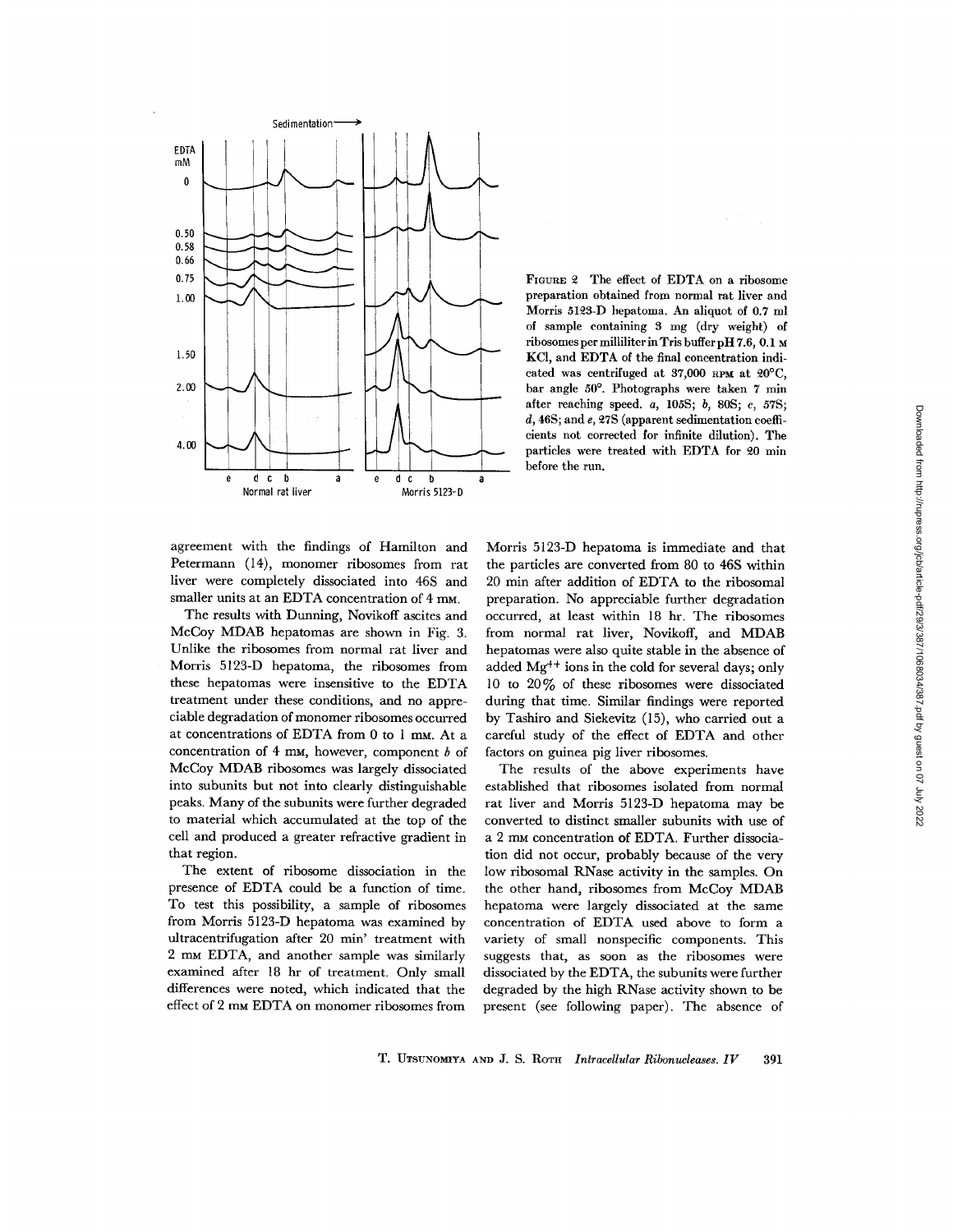Sedimentation⟶

EDTA
mM

0

0.50
0.58
0.66
0.75
1.00

1.50

2.00

4.00

e d c b a
Normal rat liver

e d c b a
Morris 5123-D

FIGURE 2 The effect of EDTA on a ribosome preparation obtained from normal rat liver and Morris 5123-D hepatoma. An aliquot of 0.7 ml of sample containing 3 mg (dry weight) of ribosomes per milliliter in Tris buffer pH 7.6, 0.1 M KCl, and EDTA of the final concentration indicated was centrifuged at 37,000 RPM at 20°C, bar angle 50°. Photographs were taken 7 min after reaching speed. *a*, 105S; *b*, 80S; *c*, 57S; *d*, 46S; and *e*, 27S (apparent sedimentation coefficients not corrected for infinite dilution). The particles were treated with EDTA for 20 min before the run.

agreement with the findings of Hamilton and Petermann (14), monomer ribosomes from rat liver were completely dissociated into 46S and smaller units at an EDTA concentration of 4 mM.

The results with Dunning, Novikoff ascites and McCoy MDAB hepatomas are shown in Fig. 3. Unlike the ribosomes from normal rat liver and Morris 5123-D hepatoma, the ribosomes from these hepatomas were insensitive to the EDTA treatment under these conditions, and no appreciable degradation of monomer ribosomes occurred at concentrations of EDTA from 0 to 1 mM. At a concentration of 4 mM, however, component *b* of McCoy MDAB ribosomes was largely dissociated into subunits but not into clearly distinguishable peaks. Many of the subunits were further degraded to material which accumulated at the top of the cell and produced a greater refractive gradient in that region.

The extent of ribosome dissociation in the presence of EDTA could be a function of time. To test this possibility, a sample of ribosomes from Morris 5123-D hepatoma was examined by ultracentrifugation after 20 min' treatment with 2 mM EDTA, and another sample was similarly examined after 18 hr of treatment. Only small differences were noted, which indicated that the effect of 2 mM EDTA on monomer ribosomes from Morris 5123-D hepatoma is immediate and that the particles are converted from 80 to 46S within 20 min after addition of EDTA to the ribosomal preparation. No appreciable further degradation occurred, at least within 18 hr. The ribosomes from normal rat liver, Novikoff, and MDAB hepatomas were also quite stable in the absence of added $Mg^{++}$ ions in the cold for several days; only 10 to 20% of these ribosomes were dissociated during that time. Similar findings were reported by Tashiro and Siekevitz (15), who carried out a careful study of the effect of EDTA and other factors on guinea pig liver ribosomes.

The results of the above experiments have established that ribosomes isolated from normal rat liver and Morris 5123-D hepatoma may be converted to distinct smaller subunits with use of a 2 mM concentration of EDTA. Further dissociation did not occur, probably because of the very low ribosomal RNase activity in the samples. On the other hand, ribosomes from McCoy MDAB hepatoma were largely dissociated at the same concentration of EDTA used above to form a variety of small nonspecific components. This suggests that, as soon as the ribosomes were dissociated by the EDTA, the subunits were further degraded by the high RNase activity shown to be present (see following paper). The absence of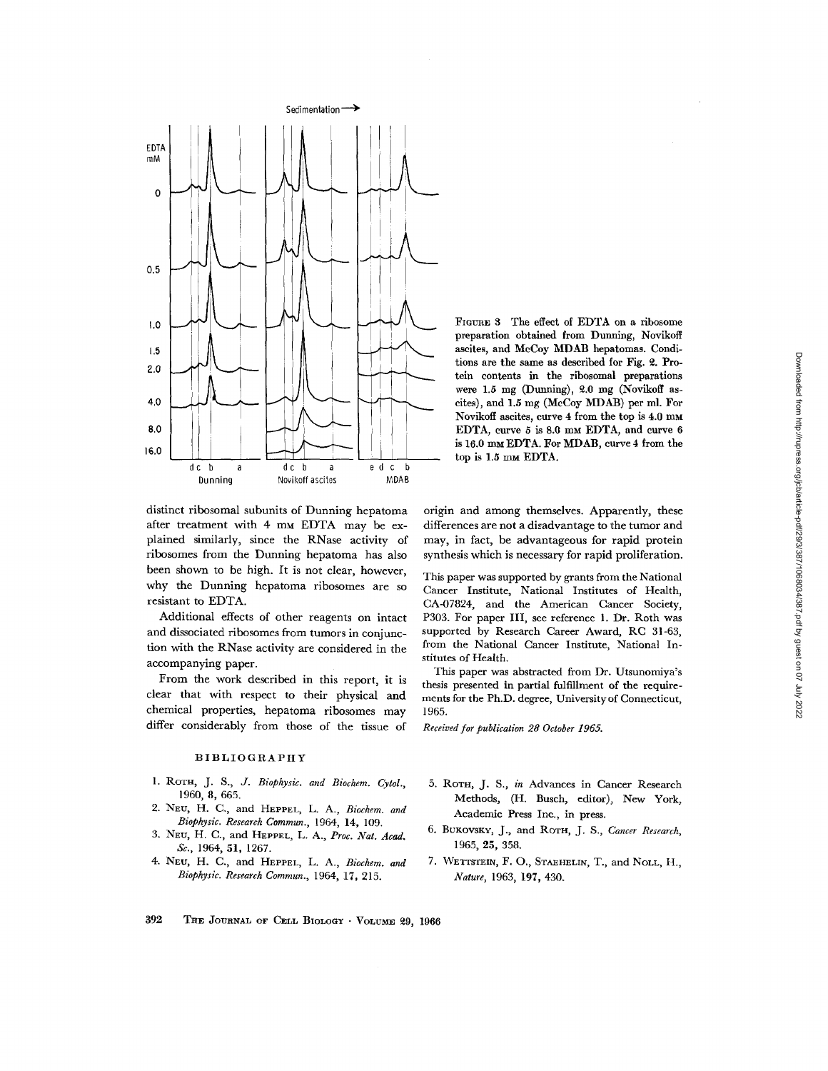Sedimentation →

EDTA mM

0

0.5

1.0

1.5

2.0

4.0

8.0

16.0

d c b a

Dunning

d c b a

Novikoff ascites

e d c b

MDAB

FIGURE 3 The effect of EDTA on a ribosome preparation obtained from Dunning, Novikoff ascites, and McCoy MDAB hepatomas. Conditions are the same as described for Fig. 2. Protein contents in the ribosomal preparations were 1.5 mg (Dunning), 2.0 mg (Novikoff ascites), and 1.5 mg (McCoy MDAB) per ml. For Novikoff ascites, curve 4 from the top is 4.0 mM EDTA, curve 5 is 8.0 mM EDTA, and curve 6 is 16.0 mM EDTA. For MDAB, curve 4 from the top is 1.5 mM EDTA.

distinct ribosomal subunits of Dunning hepatoma after treatment with 4 mM EDTA may be explained similarly, since the RNase activity of ribosomes from the Dunning hepatoma has also been shown to be high. It is not clear, however, why the Dunning hepatoma ribosomes are so resistant to EDTA.

Additional effects of other reagents on intact and dissociated ribosomes from tumors in conjunction with the RNase activity are considered in the accompanying paper.

From the work described in this report, it is clear that with respect to their physical and chemical properties, hepatoma ribosomes may differ considerably from those of the tissue of origin and among themselves. Apparently, these differences are not a disadvantage to the tumor and may, in fact, be advantageous for rapid protein synthesis which is necessary for rapid proliferation.

This paper was supported by grants from the National Cancer Institute, National Institutes of Health, CA-07824, and the American Cancer Society, P303. For paper III, see reference 1. Dr. Roth was supported by Research Career Award, RC 31-63, from the National Cancer Institute, National Institutes of Health.

This paper was abstracted from Dr. Utsunomiya's thesis presented in partial fulfillment of the requirements for the Ph.D. degree, University of Connecticut, 1965.

*Received for publication 28 October 1965.*

## BIBLIOGRAPHY

1. ROTH, J. S., *J. Biophysic. and Biochem. Cytol.*, 1960, **8**, 665.
2. NEU, H. C., and HEPPEL, L. A., *Biochem. and Biophysic. Research Commun.*, 1964, **14**, 109.
3. NEU, H. C., and HEPPEL, L. A., *Proc. Nat. Acad. Sc.*, 1964, **51**, 1267.
4. NEU, H. C., and HEPPEL, L. A., *Biochem. and Biophysic. Research Commun.*, 1964, **17**, 215.
5. ROTH, J. S., *in* Advances in Cancer Research Methods, (H. Busch, editor), New York, Academic Press Inc., in press.
6. BUKOVSKY, J., and ROTH, J. S., *Cancer Research*, 1965, **25**, 358.
7. WETTSTEIN, F. O., STAEHELIN, T., and NOLL, H., *Nature*, 1963, **197**, 430.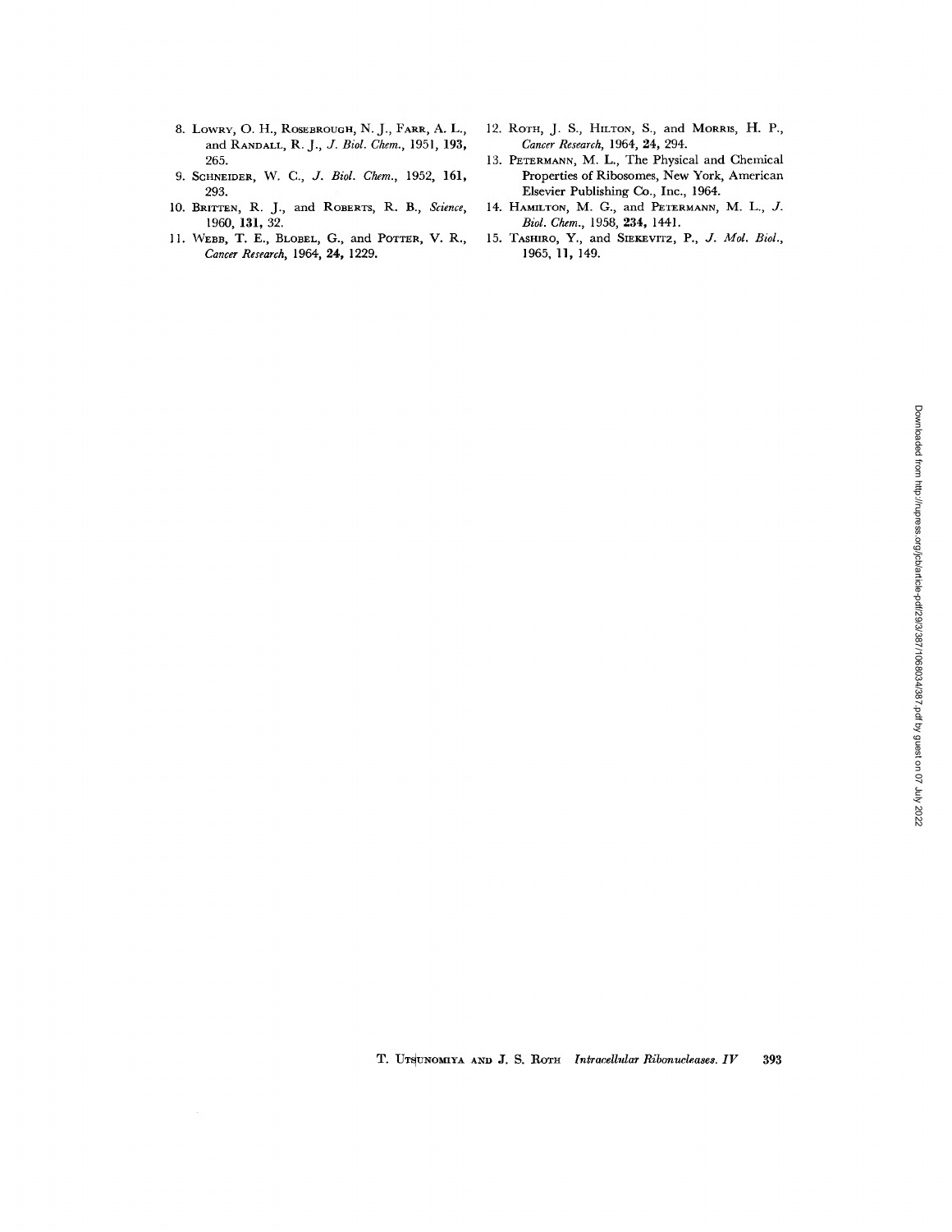8. Lowry, O. H., Rosebrough, N. J., Farr, A. L., and Randall, R. J., *J. Biol. Chem.*, 1951, **193**, 265.
9. Schneider, W. C., *J. Biol. Chem.*, 1952, **161**, 293.
10. Britten, R. J., and Roberts, R. B., *Science*, 1960, **131**, 32.
11. Webb, T. E., Blobel, G., and Potter, V. R., *Cancer Research*, 1964, **24**, 1229.
12. Roth, J. S., Hilton, S., and Morris, H. P., *Cancer Research*, 1964, **24**, 294.
13. Petermann, M. L., The Physical and Chemical Properties of Ribosomes, New York, American Elsevier Publishing Co., Inc., 1964.
14. Hamilton, M. G., and Petermann, M. L., *J. Biol. Chem.*, 1958, **234**, 1441.
15. Tashiro, Y., and Siekevitz, P., *J. Mol. Biol.*, 1965, **11**, 149.